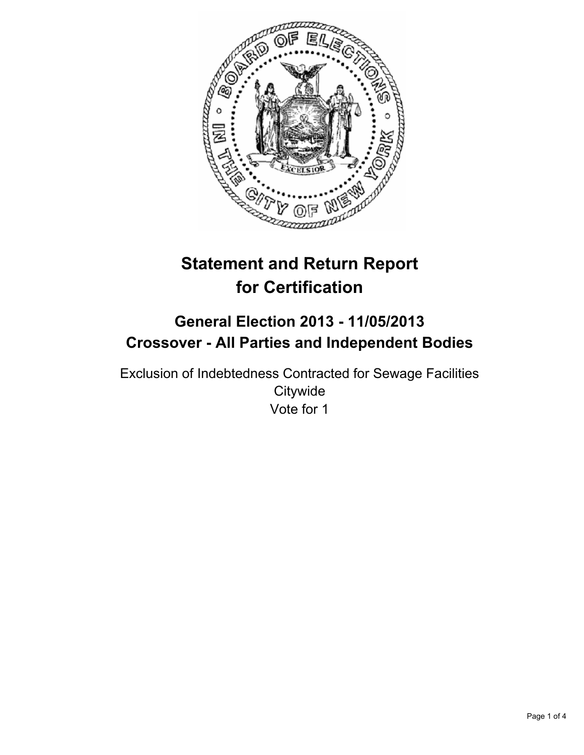# Statement and Return Report for Certification

## General Election 2013 - 11/05/2013
## Crossover - All Parties and Independent Bodies

Exclusion of Indebtedness Contracted for Sewage Facilities
Citywide
Vote for 1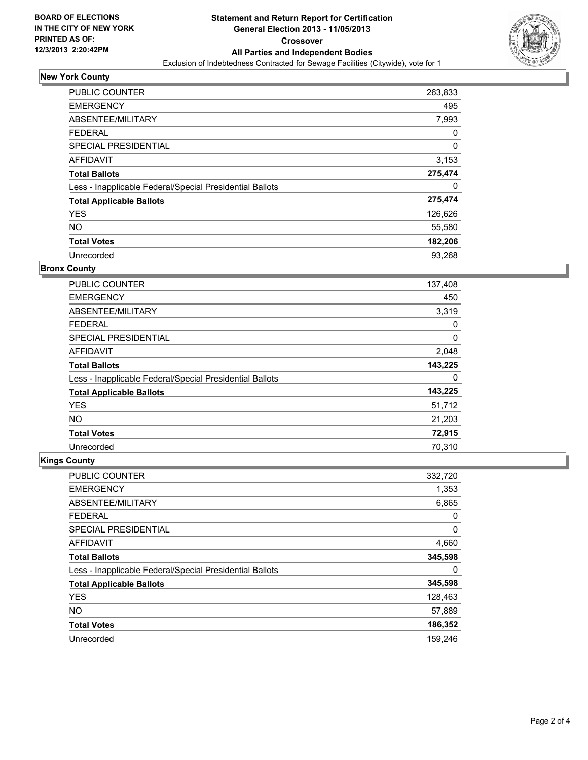**BOARD OF ELECTIONS IN THE CITY OF NEW YORK PRINTED AS OF: 12/3/2013 2:20:42PM**

# Statement and Return Report for Certification
## General Election 2013 - 11/05/2013
## Crossover
## All Parties and Independent Bodies
Exclusion of Indebtedness Contracted for Sewage Facilities (Citywide), vote for 1

### New York County

| | |
|---|---|
| PUBLIC COUNTER | 263,833 |
| EMERGENCY | 495 |
| ABSENTEE/MILITARY | 7,993 |
| FEDERAL | 0 |
| SPECIAL PRESIDENTIAL | 0 |
| AFFIDAVIT | 3,153 |
| **Total Ballots** | **275,474** |
| Less - Inapplicable Federal/Special Presidential Ballots | 0 |
| **Total Applicable Ballots** | **275,474** |
| YES | 126,626 |
| NO | 55,580 |
| **Total Votes** | **182,206** |
| Unrecorded | 93,268 |

### Bronx County

| | |
|---|---|
| PUBLIC COUNTER | 137,408 |
| EMERGENCY | 450 |
| ABSENTEE/MILITARY | 3,319 |
| FEDERAL | 0 |
| SPECIAL PRESIDENTIAL | 0 |
| AFFIDAVIT | 2,048 |
| **Total Ballots** | **143,225** |
| Less - Inapplicable Federal/Special Presidential Ballots | 0 |
| **Total Applicable Ballots** | **143,225** |
| YES | 51,712 |
| NO | 21,203 |
| **Total Votes** | **72,915** |
| Unrecorded | 70,310 |

### Kings County

| | |
|---|---|
| PUBLIC COUNTER | 332,720 |
| EMERGENCY | 1,353 |
| ABSENTEE/MILITARY | 6,865 |
| FEDERAL | 0 |
| SPECIAL PRESIDENTIAL | 0 |
| AFFIDAVIT | 4,660 |
| **Total Ballots** | **345,598** |
| Less - Inapplicable Federal/Special Presidential Ballots | 0 |
| **Total Applicable Ballots** | **345,598** |
| YES | 128,463 |
| NO | 57,889 |
| **Total Votes** | **186,352** |
| Unrecorded | 159,246 |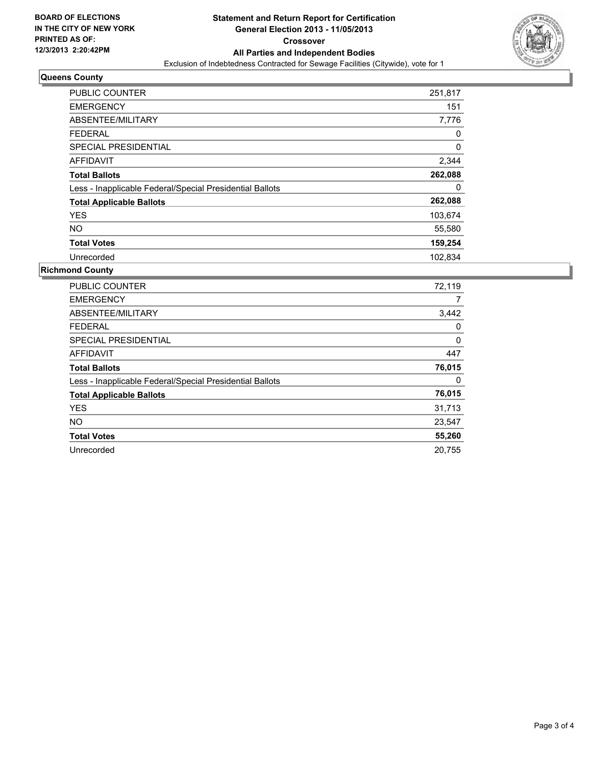**BOARD OF ELECTIONS IN THE CITY OF NEW YORK PRINTED AS OF: 12/3/2013 2:20:42PM**

**Statement and Return Report for Certification**
**General Election 2013 - 11/05/2013**
**Crossover**
**All Parties and Independent Bodies**
Exclusion of Indebtedness Contracted for Sewage Facilities (Citywide), vote for 1

## Queens County

| | |
|---|---|
| PUBLIC COUNTER | 251,817 |
| EMERGENCY | 151 |
| ABSENTEE/MILITARY | 7,776 |
| FEDERAL | 0 |
| SPECIAL PRESIDENTIAL | 0 |
| AFFIDAVIT | 2,344 |
| **Total Ballots** | **262,088** |
| Less - Inapplicable Federal/Special Presidential Ballots | 0 |
| **Total Applicable Ballots** | **262,088** |
| YES | 103,674 |
| NO | 55,580 |
| **Total Votes** | **159,254** |
| Unrecorded | 102,834 |

## Richmond County

| | |
|---|---|
| PUBLIC COUNTER | 72,119 |
| EMERGENCY | 7 |
| ABSENTEE/MILITARY | 3,442 |
| FEDERAL | 0 |
| SPECIAL PRESIDENTIAL | 0 |
| AFFIDAVIT | 447 |
| **Total Ballots** | **76,015** |
| Less - Inapplicable Federal/Special Presidential Ballots | 0 |
| **Total Applicable Ballots** | **76,015** |
| YES | 31,713 |
| NO | 23,547 |
| **Total Votes** | **55,260** |
| Unrecorded | 20,755 |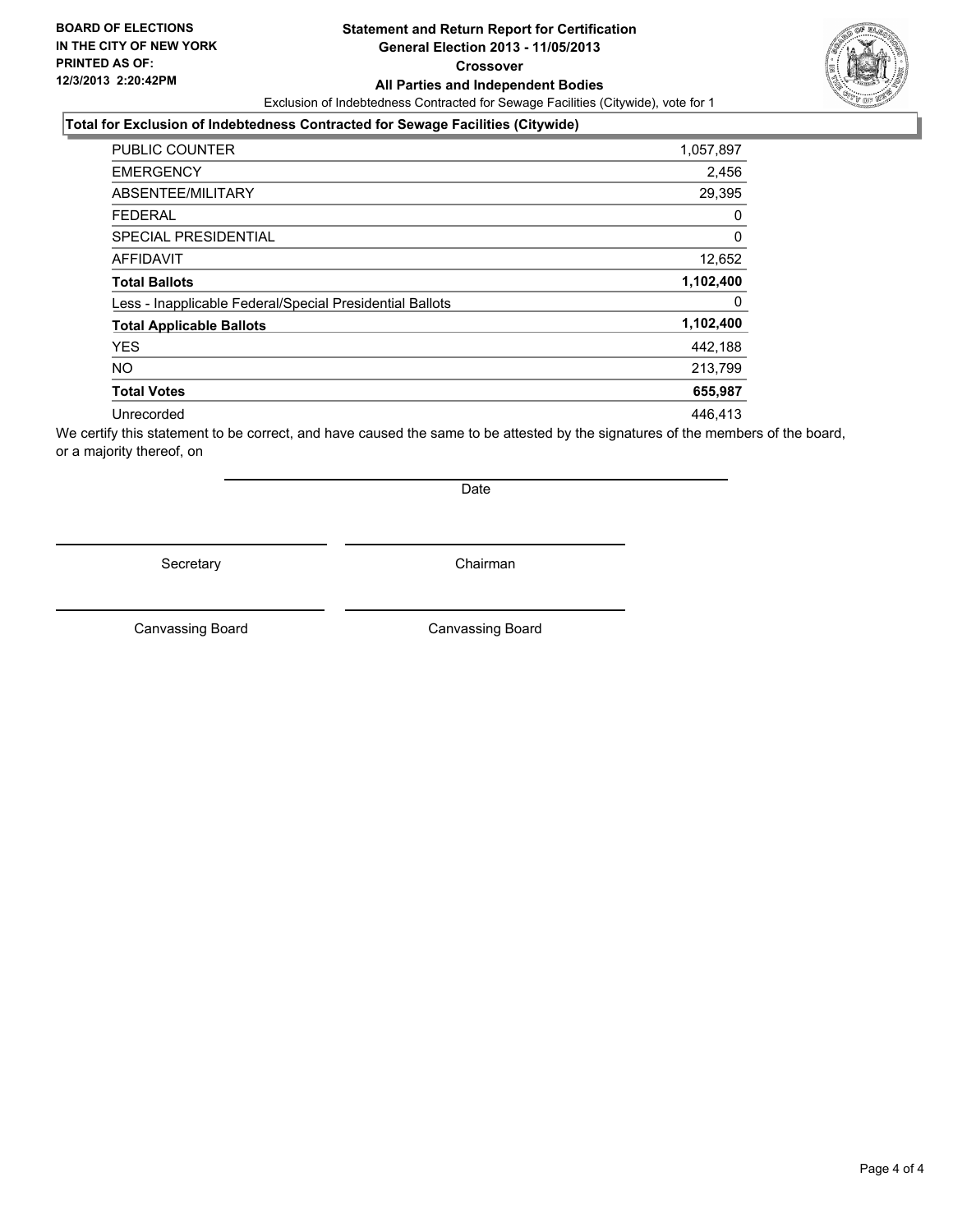**BOARD OF ELECTIONS IN THE CITY OF NEW YORK**
**PRINTED AS OF:**
**12/3/2013 2:20:42PM**

# Statement and Return Report for Certification
## General Election 2013 - 11/05/2013
## Crossover
## All Parties and Independent Bodies

Exclusion of Indebtedness Contracted for Sewage Facilities (Citywide), vote for 1

### Total for Exclusion of Indebtedness Contracted for Sewage Facilities (Citywide)

| | |
|---|---|
| PUBLIC COUNTER | 1,057,897 |
| EMERGENCY | 2,456 |
| ABSENTEE/MILITARY | 29,395 |
| FEDERAL | 0 |
| SPECIAL PRESIDENTIAL | 0 |
| AFFIDAVIT | 12,652 |
| **Total Ballots** | **1,102,400** |
| Less - Inapplicable Federal/Special Presidential Ballots | 0 |
| **Total Applicable Ballots** | **1,102,400** |
| YES | 442,188 |
| NO | 213,799 |
| **Total Votes** | **655,987** |
| Unrecorded | 446,413 |

We certify this statement to be correct, and have caused the same to be attested by the signatures of the members of the board, or a majority thereof, on

Date

Secretary

Chairman

Canvassing Board

Canvassing Board